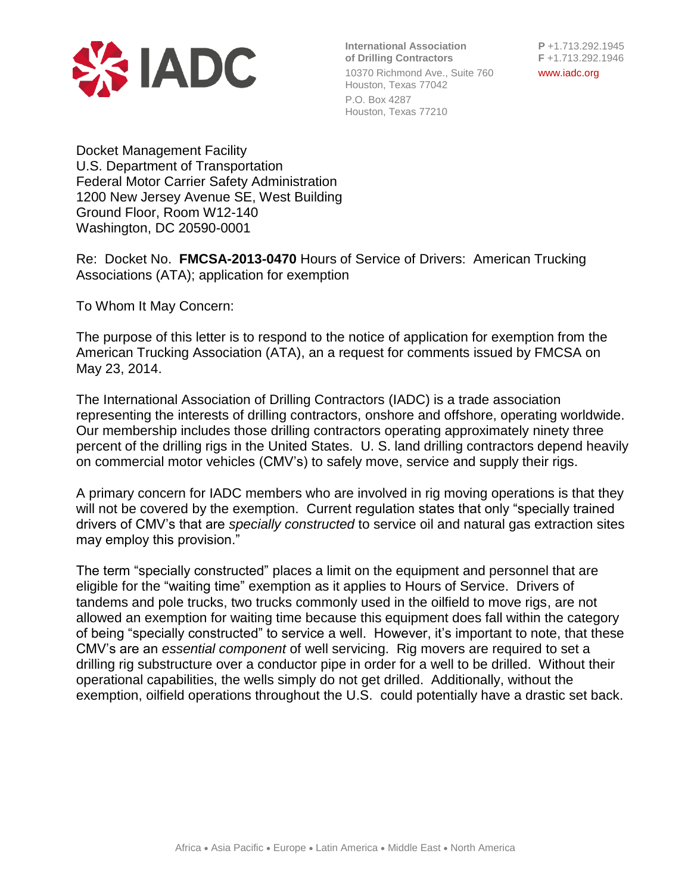IADC

**International Association of Drilling Contractors**
10370 Richmond Ave., Suite 760
Houston, Texas 77042
P.O. Box 4287
Houston, Texas 77210

**P** +1.713.292.1945
**F** +1.713.292.1946
www.iadc.org

Docket Management Facility
U.S. Department of Transportation
Federal Motor Carrier Safety Administration
1200 New Jersey Avenue SE, West Building
Ground Floor, Room W12-140
Washington, DC 20590-0001

Re: Docket No. **FMCSA-2013-0470** Hours of Service of Drivers: American Trucking Associations (ATA); application for exemption

To Whom It May Concern:

The purpose of this letter is to respond to the notice of application for exemption from the American Trucking Association (ATA), an a request for comments issued by FMCSA on May 23, 2014.

The International Association of Drilling Contractors (IADC) is a trade association representing the interests of drilling contractors, onshore and offshore, operating worldwide. Our membership includes those drilling contractors operating approximately ninety three percent of the drilling rigs in the United States. U. S. land drilling contractors depend heavily on commercial motor vehicles (CMV's) to safely move, service and supply their rigs.

A primary concern for IADC members who are involved in rig moving operations is that they will not be covered by the exemption. Current regulation states that only "specially trained drivers of CMV's that are *specially constructed* to service oil and natural gas extraction sites may employ this provision."

The term "specially constructed" places a limit on the equipment and personnel that are eligible for the "waiting time" exemption as it applies to Hours of Service. Drivers of tandems and pole trucks, two trucks commonly used in the oilfield to move rigs, are not allowed an exemption for waiting time because this equipment does fall within the category of being "specially constructed" to service a well. However, it's important to note, that these CMV's are an *essential component* of well servicing. Rig movers are required to set a drilling rig substructure over a conductor pipe in order for a well to be drilled. Without their operational capabilities, the wells simply do not get drilled. Additionally, without the exemption, oilfield operations throughout the U.S. could potentially have a drastic set back.

Africa • Asia Pacific • Europe • Latin America • Middle East • North America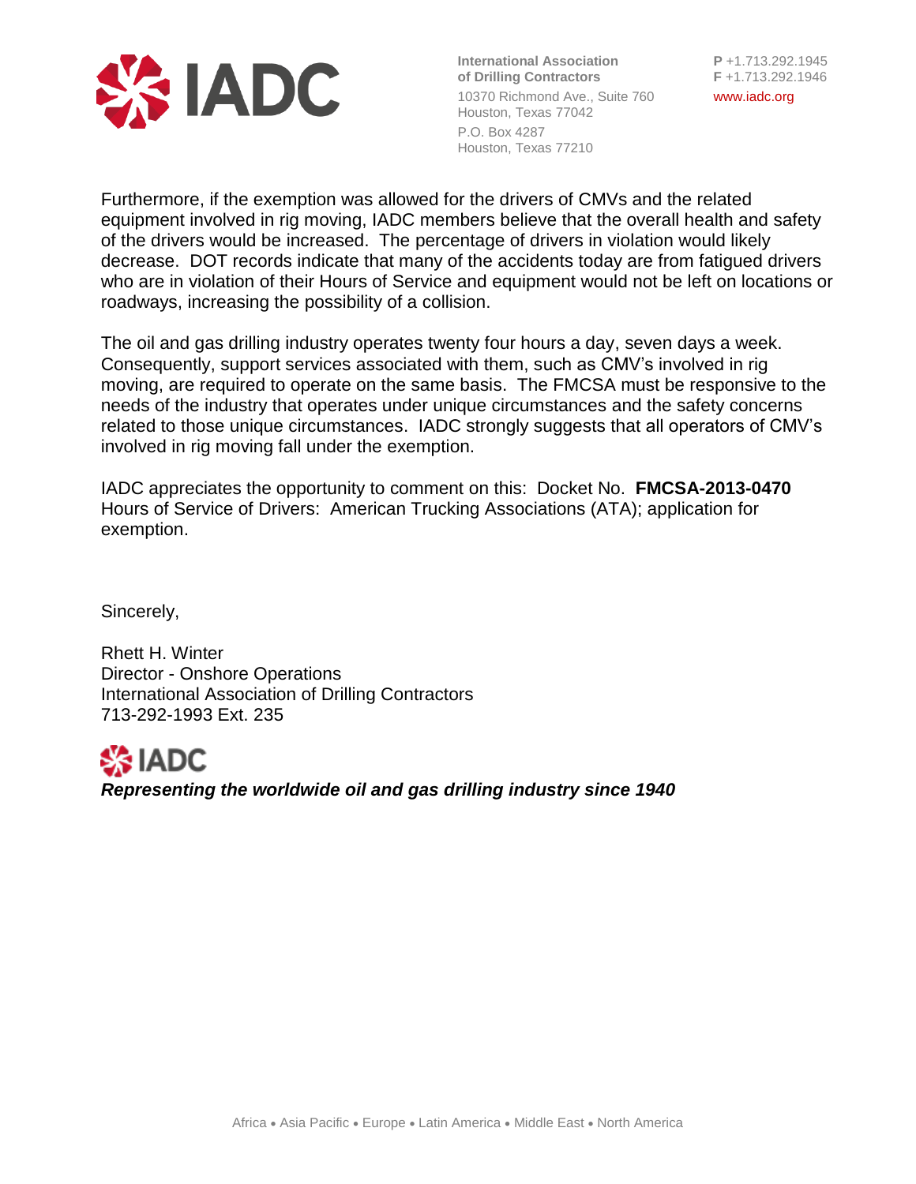Furthermore, if the exemption was allowed for the drivers of CMVs and the related equipment involved in rig moving, IADC members believe that the overall health and safety of the drivers would be increased. The percentage of drivers in violation would likely decrease. DOT records indicate that many of the accidents today are from fatigued drivers who are in violation of their Hours of Service and equipment would not be left on locations or roadways, increasing the possibility of a collision.

The oil and gas drilling industry operates twenty four hours a day, seven days a week. Consequently, support services associated with them, such as CMV's involved in rig moving, are required to operate on the same basis. The FMCSA must be responsive to the needs of the industry that operates under unique circumstances and the safety concerns related to those unique circumstances. IADC strongly suggests that all operators of CMV's involved in rig moving fall under the exemption.

IADC appreciates the opportunity to comment on this: Docket No. **FMCSA-2013-0470** Hours of Service of Drivers: American Trucking Associations (ATA); application for exemption.

Sincerely,

Rhett H. Winter
Director - Onshore Operations
International Association of Drilling Contractors
713-292-1993 Ext. 235

IADC
***Representing the worldwide oil and gas drilling industry since 1940***